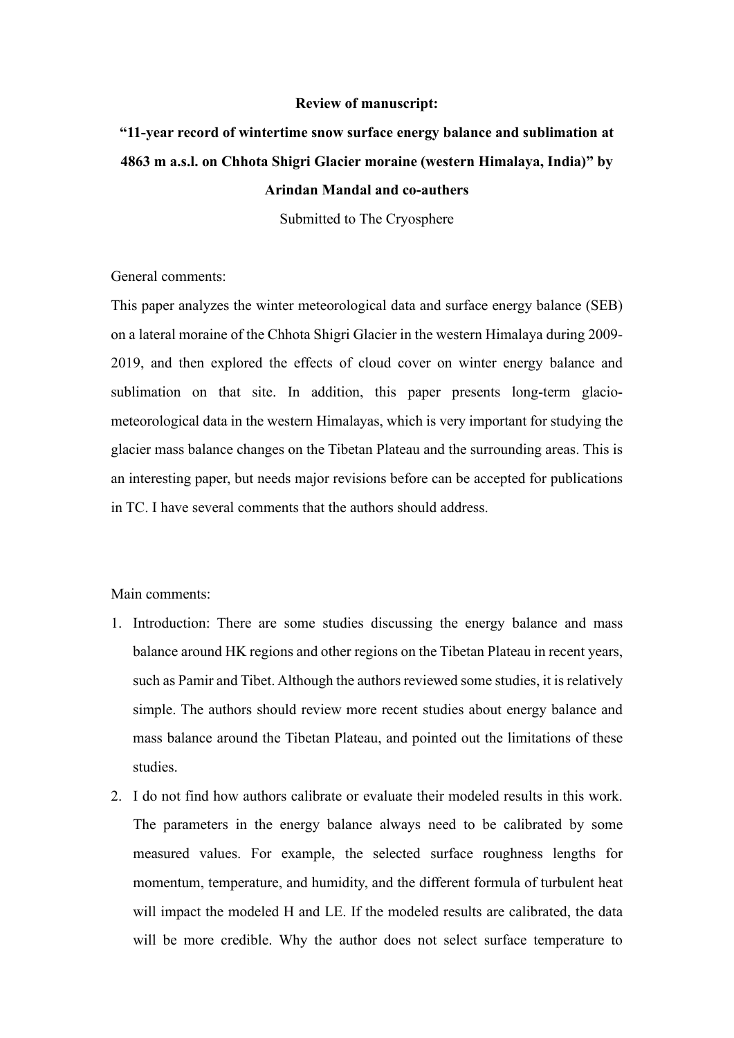**Review of manuscript:**

**"11-year record of wintertime snow surface energy balance and sublimation at 4863 m a.s.l. on Chhota Shigri Glacier moraine (western Himalaya, India)" by Arindan Mandal and co-authers**

Submitted to The Cryosphere

General comments:

This paper analyzes the winter meteorological data and surface energy balance (SEB) on a lateral moraine of the Chhota Shigri Glacier in the western Himalaya during 2009-2019, and then explored the effects of cloud cover on winter energy balance and sublimation on that site. In addition, this paper presents long-term glacio-meteorological data in the western Himalayas, which is very important for studying the glacier mass balance changes on the Tibetan Plateau and the surrounding areas. This is an interesting paper, but needs major revisions before can be accepted for publications in TC. I have several comments that the authors should address.

Main comments:

1. Introduction: There are some studies discussing the energy balance and mass balance around HK regions and other regions on the Tibetan Plateau in recent years, such as Pamir and Tibet. Although the authors reviewed some studies, it is relatively simple. The authors should review more recent studies about energy balance and mass balance around the Tibetan Plateau, and pointed out the limitations of these studies.
2. I do not find how authors calibrate or evaluate their modeled results in this work. The parameters in the energy balance always need to be calibrated by some measured values. For example, the selected surface roughness lengths for momentum, temperature, and humidity, and the different formula of turbulent heat will impact the modeled H and LE. If the modeled results are calibrated, the data will be more credible. Why the author does not select surface temperature to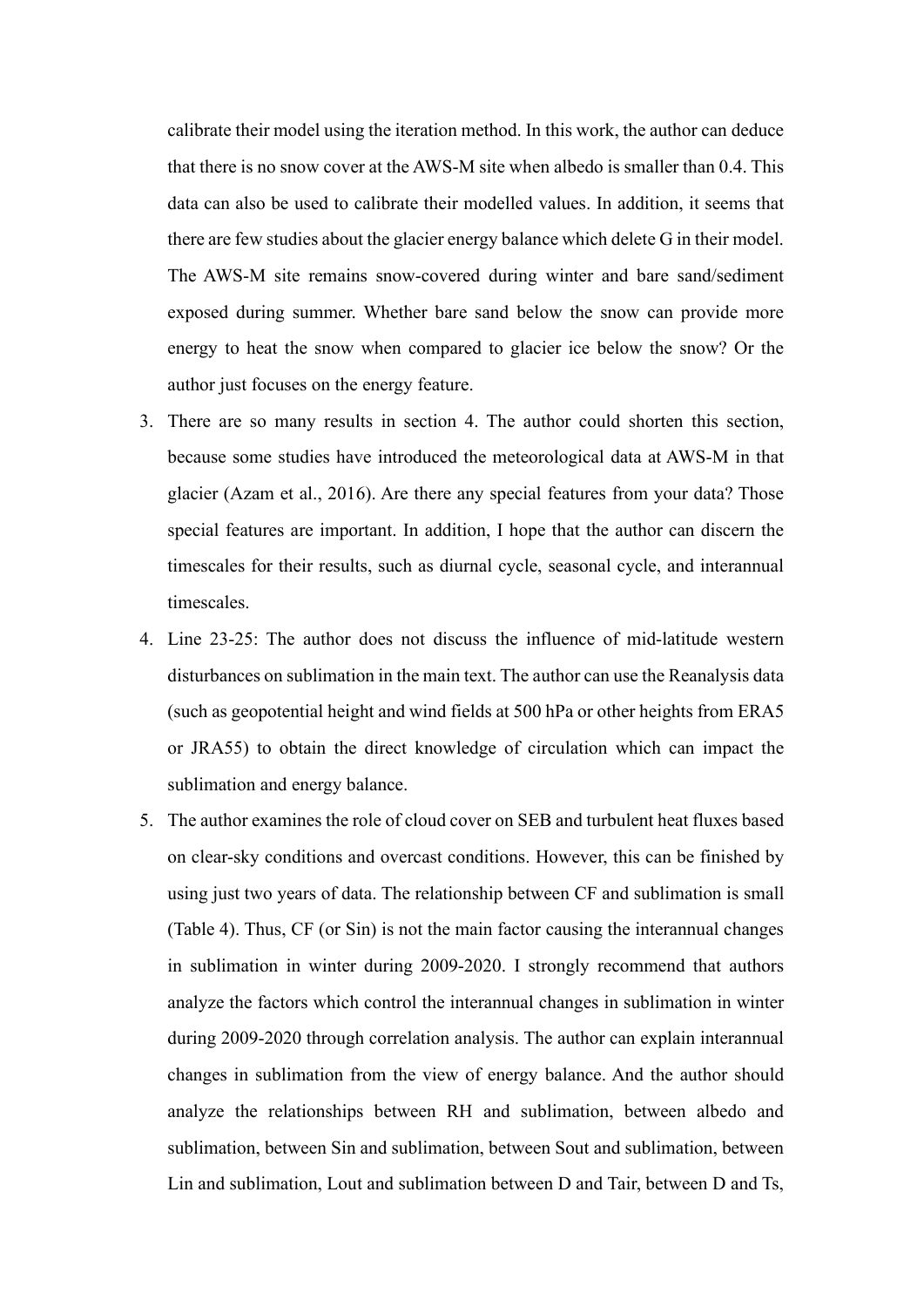calibrate their model using the iteration method. In this work, the author can deduce that there is no snow cover at the AWS-M site when albedo is smaller than 0.4. This data can also be used to calibrate their modelled values. In addition, it seems that there are few studies about the glacier energy balance which delete G in their model. The AWS-M site remains snow-covered during winter and bare sand/sediment exposed during summer. Whether bare sand below the snow can provide more energy to heat the snow when compared to glacier ice below the snow? Or the author just focuses on the energy feature.

3. There are so many results in section 4. The author could shorten this section, because some studies have introduced the meteorological data at AWS-M in that glacier (Azam et al., 2016). Are there any special features from your data? Those special features are important. In addition, I hope that the author can discern the timescales for their results, such as diurnal cycle, seasonal cycle, and interannual timescales.
4. Line 23-25: The author does not discuss the influence of mid-latitude western disturbances on sublimation in the main text. The author can use the Reanalysis data (such as geopotential height and wind fields at 500 hPa or other heights from ERA5 or JRA55) to obtain the direct knowledge of circulation which can impact the sublimation and energy balance.
5. The author examines the role of cloud cover on SEB and turbulent heat fluxes based on clear-sky conditions and overcast conditions. However, this can be finished by using just two years of data. The relationship between CF and sublimation is small (Table 4). Thus, CF (or Sin) is not the main factor causing the interannual changes in sublimation in winter during 2009-2020. I strongly recommend that authors analyze the factors which control the interannual changes in sublimation in winter during 2009-2020 through correlation analysis. The author can explain interannual changes in sublimation from the view of energy balance. And the author should analyze the relationships between RH and sublimation, between albedo and sublimation, between Sin and sublimation, between Sout and sublimation, between Lin and sublimation, Lout and sublimation between D and Tair, between D and Ts,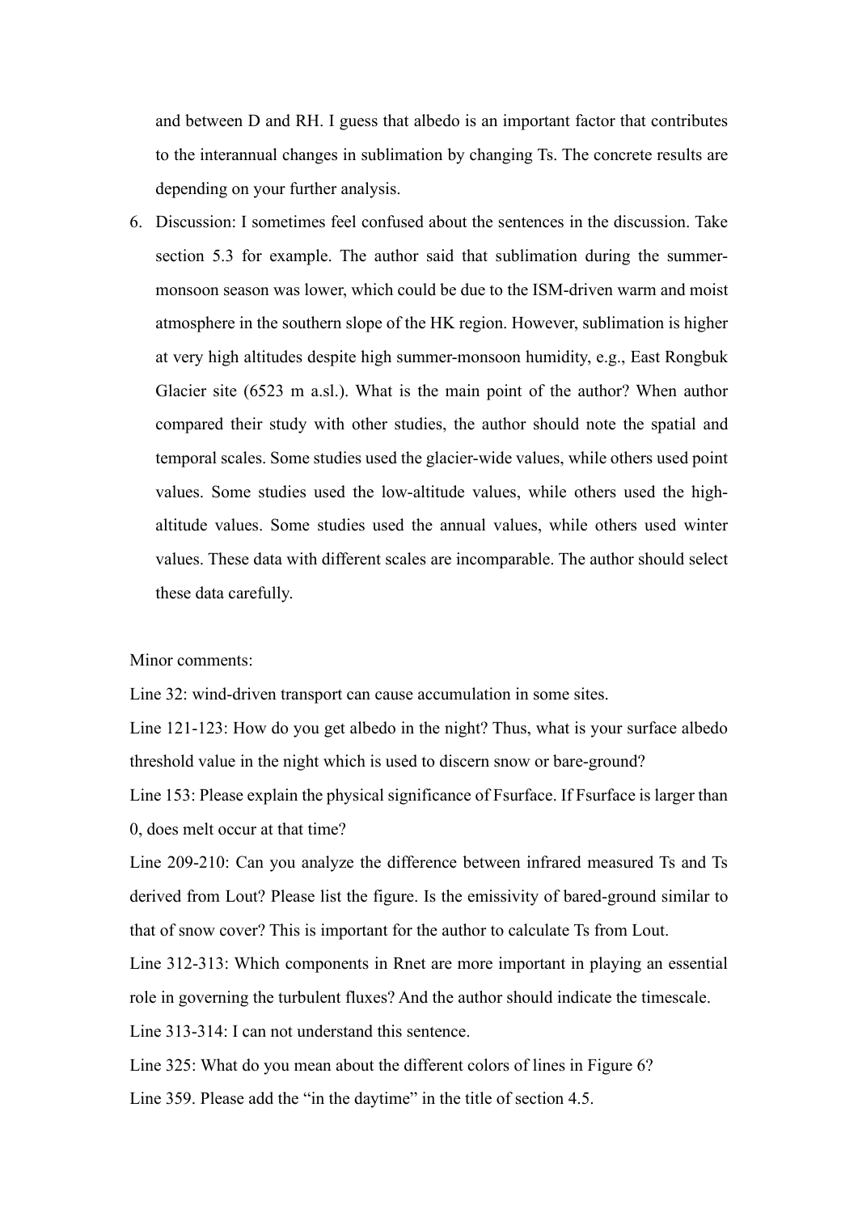and between D and RH. I guess that albedo is an important factor that contributes to the interannual changes in sublimation by changing Ts. The concrete results are depending on your further analysis.

6. Discussion: I sometimes feel confused about the sentences in the discussion. Take section 5.3 for example. The author said that sublimation during the summer-monsoon season was lower, which could be due to the ISM-driven warm and moist atmosphere in the southern slope of the HK region. However, sublimation is higher at very high altitudes despite high summer-monsoon humidity, e.g., East Rongbuk Glacier site (6523 m a.sl.). What is the main point of the author? When author compared their study with other studies, the author should note the spatial and temporal scales. Some studies used the glacier-wide values, while others used point values. Some studies used the low-altitude values, while others used the high-altitude values. Some studies used the annual values, while others used winter values. These data with different scales are incomparable. The author should select these data carefully.

Minor comments:

Line 32: wind-driven transport can cause accumulation in some sites.

Line 121-123: How do you get albedo in the night? Thus, what is your surface albedo threshold value in the night which is used to discern snow or bare-ground?

Line 153: Please explain the physical significance of Fsurface. If Fsurface is larger than 0, does melt occur at that time?

Line 209-210: Can you analyze the difference between infrared measured Ts and Ts derived from Lout? Please list the figure. Is the emissivity of bared-ground similar to that of snow cover? This is important for the author to calculate Ts from Lout.

Line 312-313: Which components in Rnet are more important in playing an essential role in governing the turbulent fluxes? And the author should indicate the timescale.

Line 313-314: I can not understand this sentence.

Line 325: What do you mean about the different colors of lines in Figure 6?

Line 359. Please add the "in the daytime" in the title of section 4.5.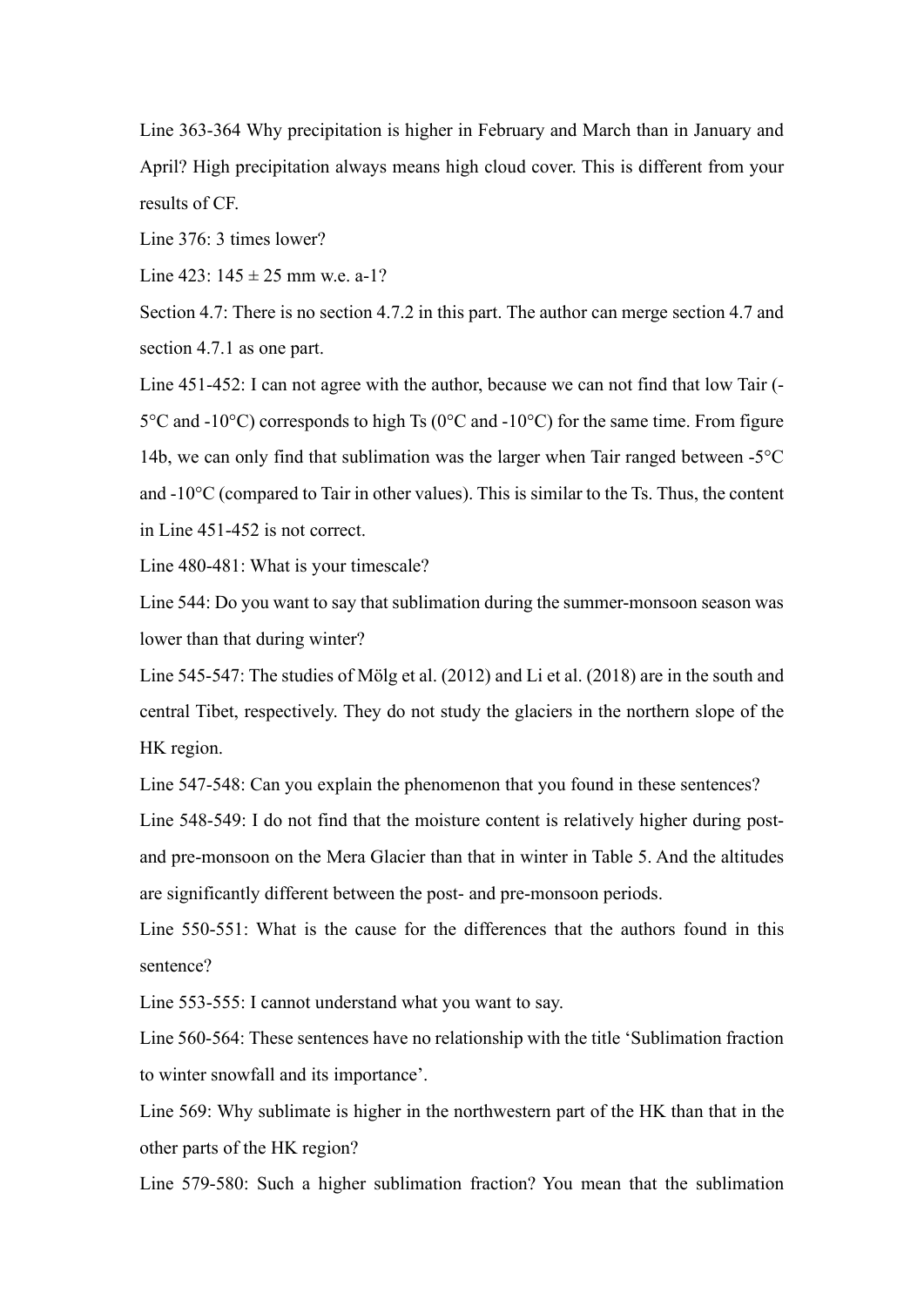Line 363-364 Why precipitation is higher in February and March than in January and April? High precipitation always means high cloud cover. This is different from your results of CF.

Line 376: 3 times lower?

Line 423: 145 ± 25 mm w.e. a-1?

Section 4.7: There is no section 4.7.2 in this part. The author can merge section 4.7 and section 4.7.1 as one part.

Line 451-452: I can not agree with the author, because we can not find that low Tair (-5°C and -10°C) corresponds to high Ts (0°C and -10°C) for the same time. From figure 14b, we can only find that sublimation was the larger when Tair ranged between -5°C and -10°C (compared to Tair in other values). This is similar to the Ts. Thus, the content in Line 451-452 is not correct.

Line 480-481: What is your timescale?

Line 544: Do you want to say that sublimation during the summer-monsoon season was lower than that during winter?

Line 545-547: The studies of Mölg et al. (2012) and Li et al. (2018) are in the south and central Tibet, respectively. They do not study the glaciers in the northern slope of the HK region.

Line 547-548: Can you explain the phenomenon that you found in these sentences?

Line 548-549: I do not find that the moisture content is relatively higher during post- and pre-monsoon on the Mera Glacier than that in winter in Table 5. And the altitudes are significantly different between the post- and pre-monsoon periods.

Line 550-551: What is the cause for the differences that the authors found in this sentence?

Line 553-555: I cannot understand what you want to say.

Line 560-564: These sentences have no relationship with the title 'Sublimation fraction to winter snowfall and its importance'.

Line 569: Why sublimate is higher in the northwestern part of the HK than that in the other parts of the HK region?

Line 579-580: Such a higher sublimation fraction? You mean that the sublimation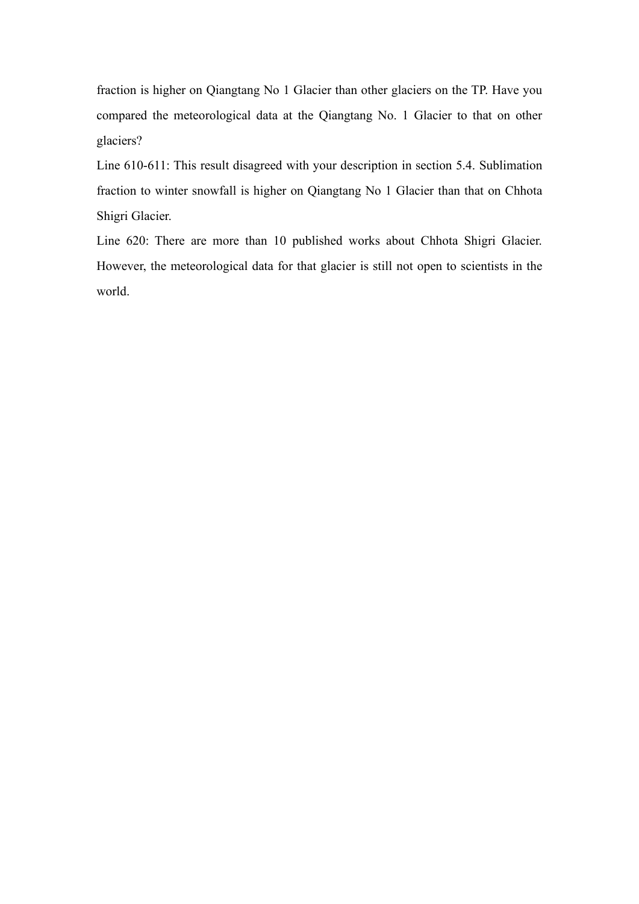fraction is higher on Qiangtang No 1 Glacier than other glaciers on the TP. Have you compared the meteorological data at the Qiangtang No. 1 Glacier to that on other glaciers?

Line 610-611: This result disagreed with your description in section 5.4. Sublimation fraction to winter snowfall is higher on Qiangtang No 1 Glacier than that on Chhota Shigri Glacier.

Line 620: There are more than 10 published works about Chhota Shigri Glacier. However, the meteorological data for that glacier is still not open to scientists in the world.